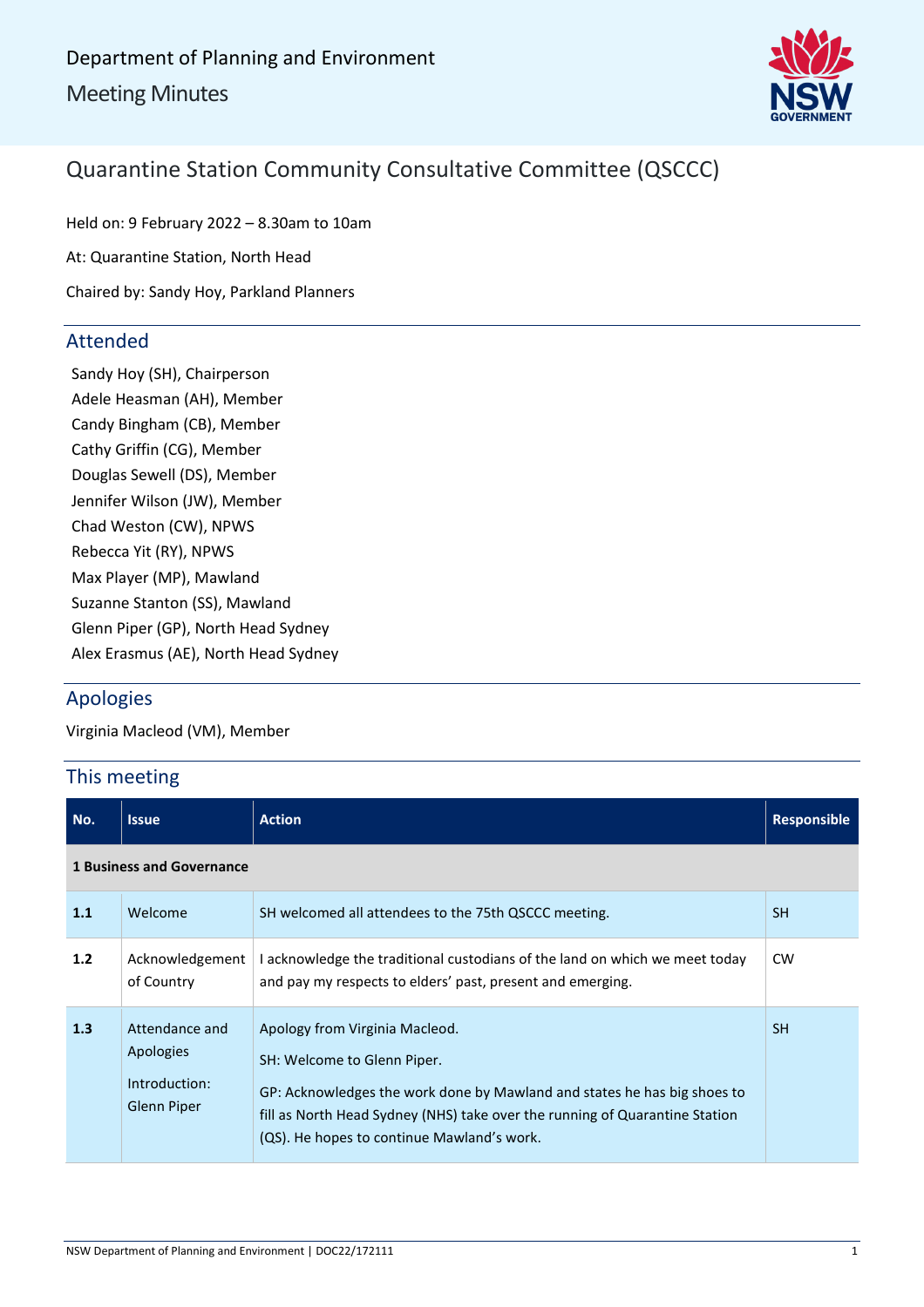Department of Planning and Environment

Meeting Minutes

# Quarantine Station Community Consultative Committee (QSCCC)

Held on: 9 February 2022 – 8.30am to 10am

At: Quarantine Station, North Head

Chaired by: Sandy Hoy, Parkland Planners

## Attended

Sandy Hoy (SH), Chairperson
Adele Heasman (AH), Member
Candy Bingham (CB), Member
Cathy Griffin (CG), Member
Douglas Sewell (DS), Member
Jennifer Wilson (JW), Member
Chad Weston (CW), NPWS
Rebecca Yit (RY), NPWS
Max Player (MP), Mawland
Suzanne Stanton (SS), Mawland
Glenn Piper (GP), North Head Sydney
Alex Erasmus (AE), North Head Sydney

## Apologies

Virginia Macleod (VM), Member

## This meeting

| No. | Issue | Action | Responsible |
|---|---|---|---|
| **1 Business and Governance** | | | |
| **1.1** | Welcome | SH welcomed all attendees to the 75th QSCCC meeting. | SH |
| **1.2** | Acknowledgement of Country | I acknowledge the traditional custodians of the land on which we meet today and pay my respects to elders' past, present and emerging. | CW |
| **1.3** | Attendance and Apologies<br><br>Introduction: Glenn Piper | Apology from Virginia Macleod.<br><br>SH: Welcome to Glenn Piper.<br><br>GP: Acknowledges the work done by Mawland and states he has big shoes to fill as North Head Sydney (NHS) take over the running of Quarantine Station (QS). He hopes to continue Mawland's work. | SH |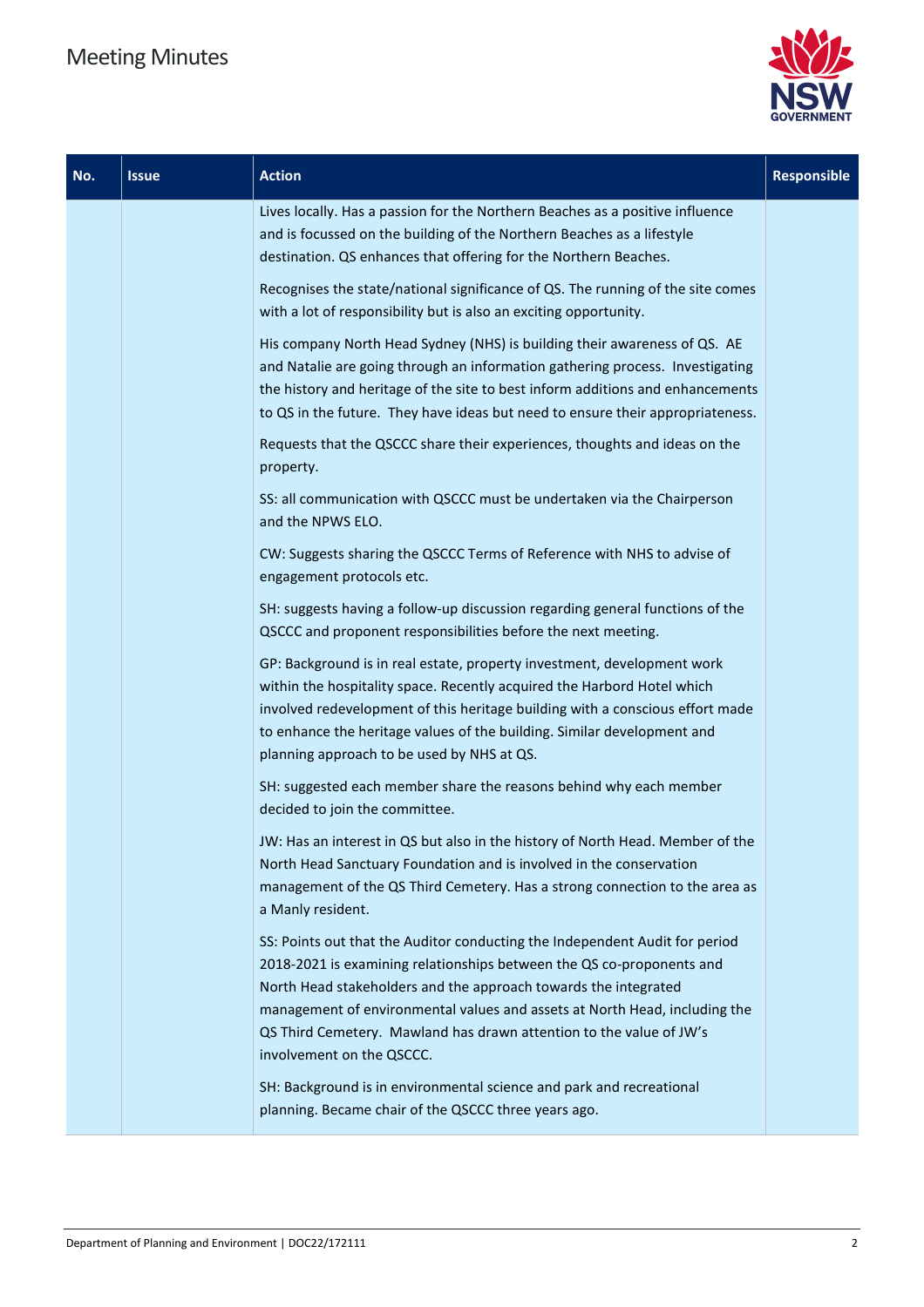| No. | Issue | Action | Responsible |
| --- | --- | --- | --- |
| | | Lives locally. Has a passion for the Northern Beaches as a positive influence and is focussed on the building of the Northern Beaches as a lifestyle destination. QS enhances that offering for the Northern Beaches.<br><br>Recognises the state/national significance of QS. The running of the site comes with a lot of responsibility but is also an exciting opportunity.<br><br>His company North Head Sydney (NHS) is building their awareness of QS. AE and Natalie are going through an information gathering process. Investigating the history and heritage of the site to best inform additions and enhancements to QS in the future. They have ideas but need to ensure their appropriateness.<br><br>Requests that the QSCCC share their experiences, thoughts and ideas on the property.<br><br>SS: all communication with QSCCC must be undertaken via the Chairperson and the NPWS ELO.<br><br>CW: Suggests sharing the QSCCC Terms of Reference with NHS to advise of engagement protocols etc.<br><br>SH: suggests having a follow-up discussion regarding general functions of the QSCCC and proponent responsibilities before the next meeting.<br><br>GP: Background is in real estate, property investment, development work within the hospitality space. Recently acquired the Harbord Hotel which involved redevelopment of this heritage building with a conscious effort made to enhance the heritage values of the building. Similar development and planning approach to be used by NHS at QS.<br><br>SH: suggested each member share the reasons behind why each member decided to join the committee.<br><br>JW: Has an interest in QS but also in the history of North Head. Member of the North Head Sanctuary Foundation and is involved in the conservation management of the QS Third Cemetery. Has a strong connection to the area as a Manly resident.<br><br>SS: Points out that the Auditor conducting the Independent Audit for period 2018-2021 is examining relationships between the QS co-proponents and North Head stakeholders and the approach towards the integrated management of environmental values and assets at North Head, including the QS Third Cemetery. Mawland has drawn attention to the value of JW's involvement on the QSCCC.<br><br>SH: Background is in environmental science and park and recreational planning. Became chair of the QSCCC three years ago. | |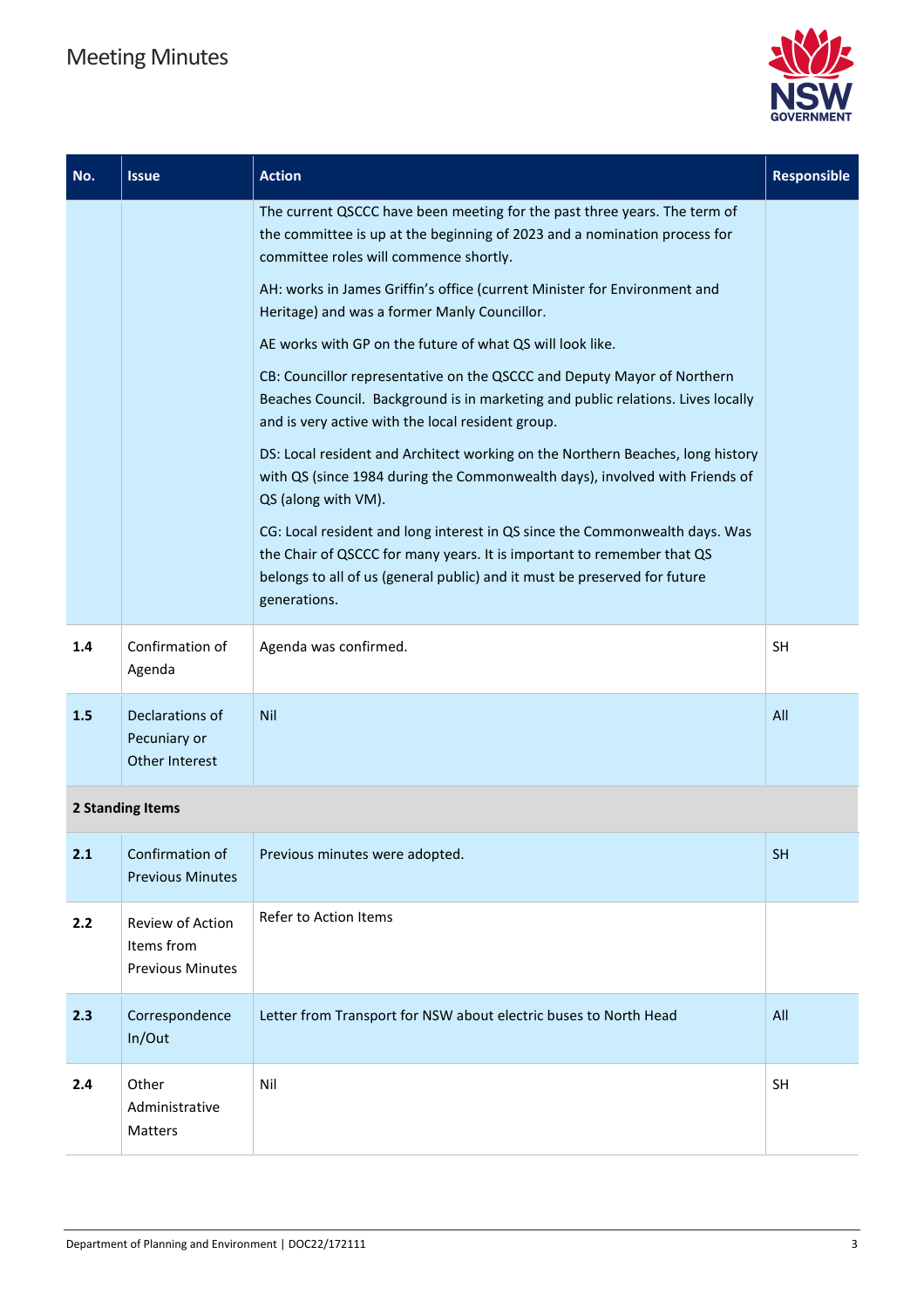| No. | Issue | Action | Responsible |
|---|---|---|---|
| | | The current QSCCC have been meeting for the past three years. The term of the committee is up at the beginning of 2023 and a nomination process for committee roles will commence shortly.<br><br>AH: works in James Griffin's office (current Minister for Environment and Heritage) and was a former Manly Councillor.<br><br>AE works with GP on the future of what QS will look like.<br><br>CB: Councillor representative on the QSCCC and Deputy Mayor of Northern Beaches Council. Background is in marketing and public relations. Lives locally and is very active with the local resident group.<br><br>DS: Local resident and Architect working on the Northern Beaches, long history with QS (since 1984 during the Commonwealth days), involved with Friends of QS (along with VM).<br><br>CG: Local resident and long interest in QS since the Commonwealth days. Was the Chair of QSCCC for many years. It is important to remember that QS belongs to all of us (general public) and it must be preserved for future generations. | |
| **1.4** | Confirmation of Agenda | Agenda was confirmed. | SH |
| **1.5** | Declarations of Pecuniary or Other Interest | Nil | All |
| **2 Standing Items** | | | |
| **2.1** | Confirmation of Previous Minutes | Previous minutes were adopted. | SH |
| **2.2** | Review of Action Items from Previous Minutes | Refer to Action Items | |
| **2.3** | Correspondence In/Out | Letter from Transport for NSW about electric buses to North Head | All |
| **2.4** | Other Administrative Matters | Nil | SH |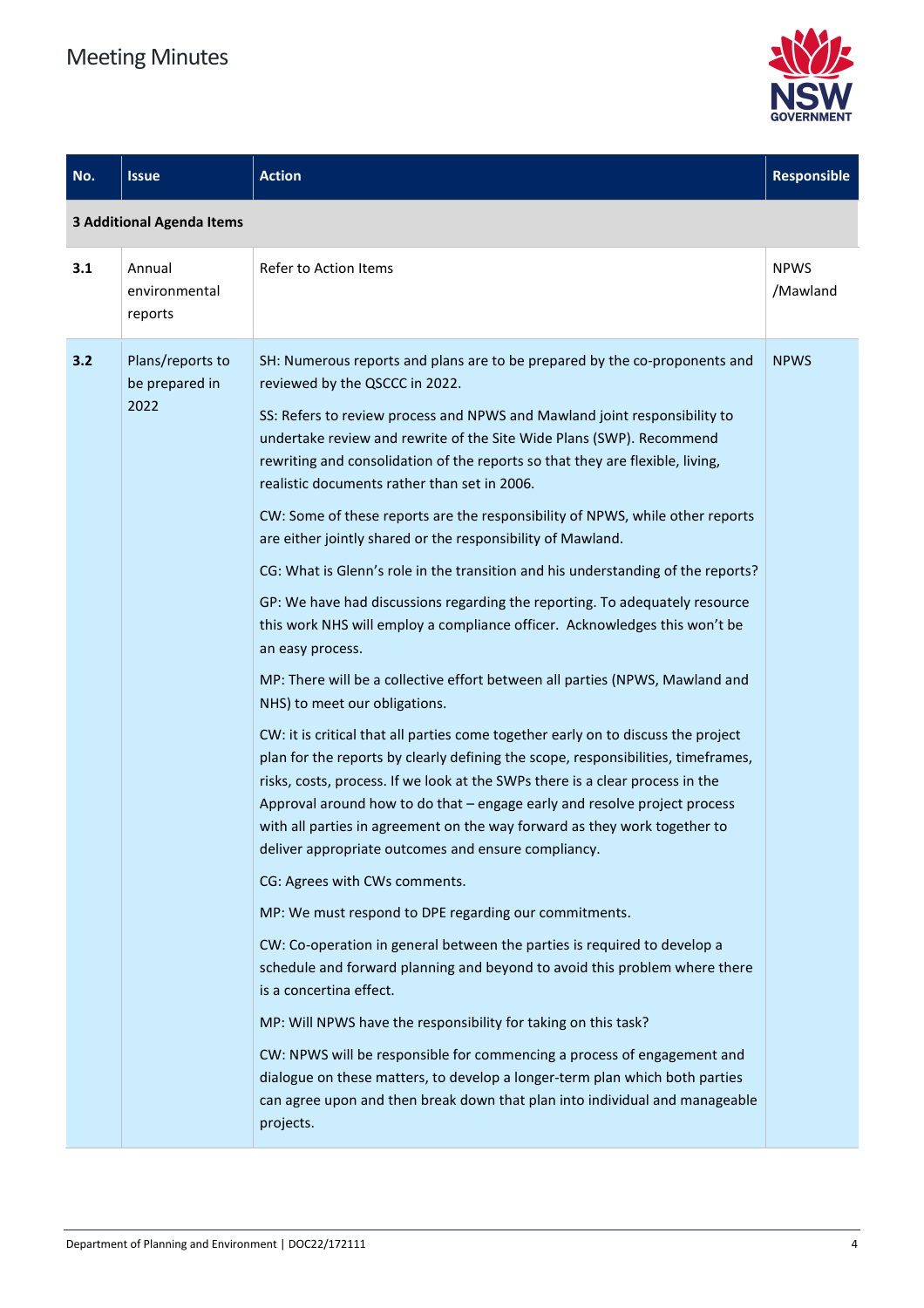| No. | Issue | Action | Responsible |
|---|---|---|---|
| **3 Additional Agenda Items** | | | |
| **3.1** | Annual environmental reports | Refer to Action Items | NPWS /Mawland |
| **3.2** | Plans/reports to be prepared in 2022 | SH: Numerous reports and plans are to be prepared by the co-proponents and reviewed by the QSCCC in 2022.<br><br>SS: Refers to review process and NPWS and Mawland joint responsibility to undertake review and rewrite of the Site Wide Plans (SWP). Recommend rewriting and consolidation of the reports so that they are flexible, living, realistic documents rather than set in 2006.<br><br>CW: Some of these reports are the responsibility of NPWS, while other reports are either jointly shared or the responsibility of Mawland.<br><br>CG: What is Glenn's role in the transition and his understanding of the reports?<br><br>GP: We have had discussions regarding the reporting. To adequately resource this work NHS will employ a compliance officer. Acknowledges this won't be an easy process.<br><br>MP: There will be a collective effort between all parties (NPWS, Mawland and NHS) to meet our obligations.<br><br>CW: it is critical that all parties come together early on to discuss the project plan for the reports by clearly defining the scope, responsibilities, timeframes, risks, costs, process. If we look at the SWPs there is a clear process in the Approval around how to do that – engage early and resolve project process with all parties in agreement on the way forward as they work together to deliver appropriate outcomes and ensure compliancy.<br><br>CG: Agrees with CWs comments.<br><br>MP: We must respond to DPE regarding our commitments.<br><br>CW: Co-operation in general between the parties is required to develop a schedule and forward planning and beyond to avoid this problem where there is a concertina effect.<br><br>MP: Will NPWS have the responsibility for taking on this task?<br><br>CW: NPWS will be responsible for commencing a process of engagement and dialogue on these matters, to develop a longer-term plan which both parties can agree upon and then break down that plan into individual and manageable projects. | NPWS |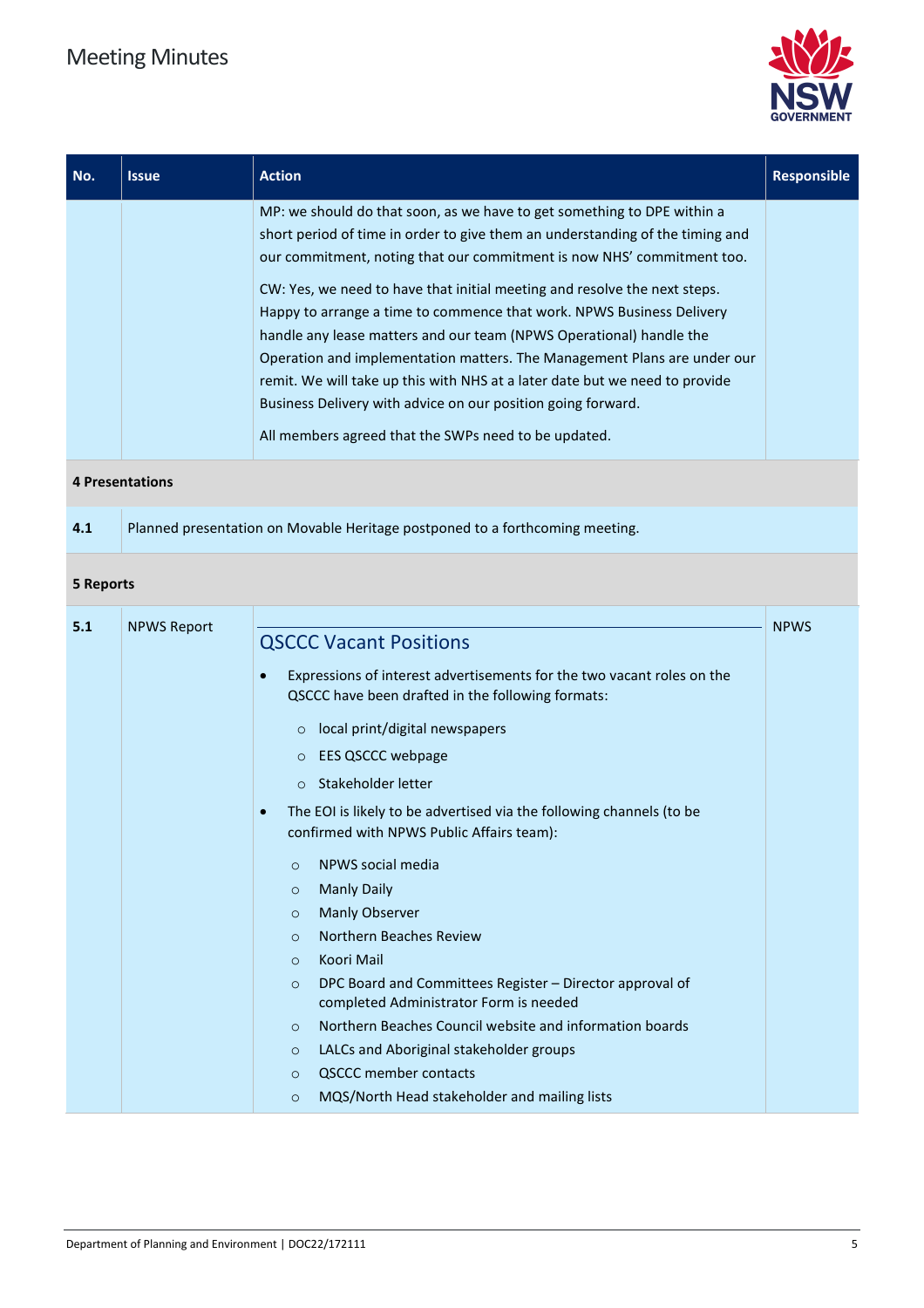| No. | Issue | Action | Responsible |
|---|---|---|---|
| | | MP: we should do that soon, as we have to get something to DPE within a short period of time in order to give them an understanding of the timing and our commitment, noting that our commitment is now NHS' commitment too.<br><br>CW: Yes, we need to have that initial meeting and resolve the next steps. Happy to arrange a time to commence that work. NPWS Business Delivery handle any lease matters and our team (NPWS Operational) handle the Operation and implementation matters. The Management Plans are under our remit. We will take up this with NHS at a later date but we need to provide Business Delivery with advice on our position going forward.<br><br>All members agreed that the SWPs need to be updated. | |
| **4 Presentations** | | | |
| 4.1 | Planned presentation on Movable Heritage postponed to a forthcoming meeting. | | |
| **5 Reports** | | | |
| 5.1 | NPWS Report | **QSCCC Vacant Positions**<br><br>• Expressions of interest advertisements for the two vacant roles on the QSCCC have been drafted in the following formats:<br>&nbsp;&nbsp;○ local print/digital newspapers<br>&nbsp;&nbsp;○ EES QSCCC webpage<br>&nbsp;&nbsp;○ Stakeholder letter<br>• The EOI is likely to be advertised via the following channels (to be confirmed with NPWS Public Affairs team):<br>&nbsp;&nbsp;○ NPWS social media<br>&nbsp;&nbsp;○ Manly Daily<br>&nbsp;&nbsp;○ Manly Observer<br>&nbsp;&nbsp;○ Northern Beaches Review<br>&nbsp;&nbsp;○ Koori Mail<br>&nbsp;&nbsp;○ DPC Board and Committees Register – Director approval of completed Administrator Form is needed<br>&nbsp;&nbsp;○ Northern Beaches Council website and information boards<br>&nbsp;&nbsp;○ LALCs and Aboriginal stakeholder groups<br>&nbsp;&nbsp;○ QSCCC member contacts<br>&nbsp;&nbsp;○ MQS/North Head stakeholder and mailing lists | NPWS |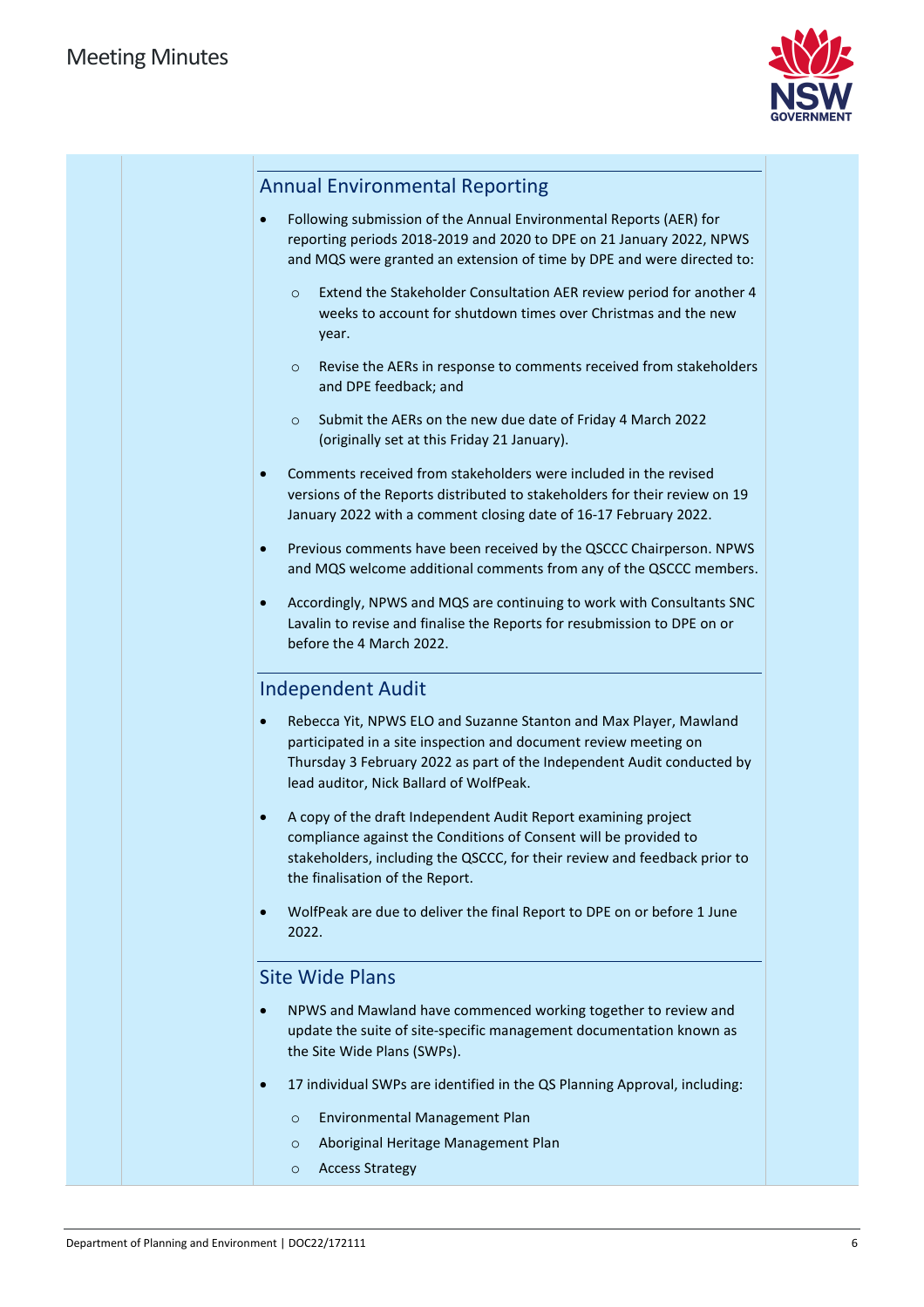## Annual Environmental Reporting

- Following submission of the Annual Environmental Reports (AER) for reporting periods 2018-2019 and 2020 to DPE on 21 January 2022, NPWS and MQS were granted an extension of time by DPE and were directed to:
  - Extend the Stakeholder Consultation AER review period for another 4 weeks to account for shutdown times over Christmas and the new year.
  - Revise the AERs in response to comments received from stakeholders and DPE feedback; and
  - Submit the AERs on the new due date of Friday 4 March 2022 (originally set at this Friday 21 January).
- Comments received from stakeholders were included in the revised versions of the Reports distributed to stakeholders for their review on 19 January 2022 with a comment closing date of 16-17 February 2022.
- Previous comments have been received by the QSCCC Chairperson. NPWS and MQS welcome additional comments from any of the QSCCC members.
- Accordingly, NPWS and MQS are continuing to work with Consultants SNC Lavalin to revise and finalise the Reports for resubmission to DPE on or before the 4 March 2022.

## Independent Audit

- Rebecca Yit, NPWS ELO and Suzanne Stanton and Max Player, Mawland participated in a site inspection and document review meeting on Thursday 3 February 2022 as part of the Independent Audit conducted by lead auditor, Nick Ballard of WolfPeak.
- A copy of the draft Independent Audit Report examining project compliance against the Conditions of Consent will be provided to stakeholders, including the QSCCC, for their review and feedback prior to the finalisation of the Report.
- WolfPeak are due to deliver the final Report to DPE on or before 1 June 2022.

## Site Wide Plans

- NPWS and Mawland have commenced working together to review and update the suite of site-specific management documentation known as the Site Wide Plans (SWPs).
- 17 individual SWPs are identified in the QS Planning Approval, including:
  - Environmental Management Plan
  - Aboriginal Heritage Management Plan
  - Access Strategy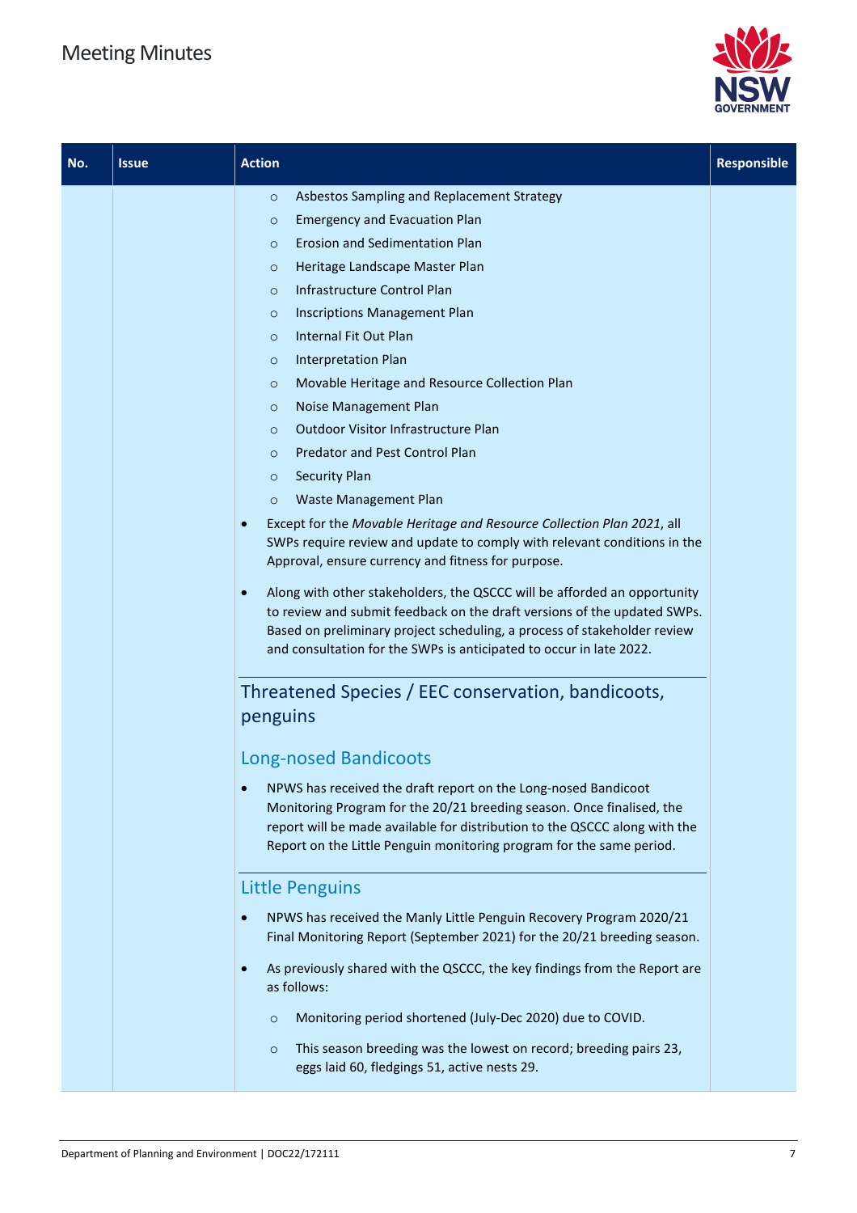| No. | Issue | Action | Responsible |
|---|---|---|---|
| | | ◦ Asbestos Sampling and Replacement Strategy<br>◦ Emergency and Evacuation Plan<br>◦ Erosion and Sedimentation Plan<br>◦ Heritage Landscape Master Plan<br>◦ Infrastructure Control Plan<br>◦ Inscriptions Management Plan<br>◦ Internal Fit Out Plan<br>◦ Interpretation Plan<br>◦ Movable Heritage and Resource Collection Plan<br>◦ Noise Management Plan<br>◦ Outdoor Visitor Infrastructure Plan<br>◦ Predator and Pest Control Plan<br>◦ Security Plan<br>◦ Waste Management Plan<br>• Except for the *Movable Heritage and Resource Collection Plan 2021*, all SWPs require review and update to comply with relevant conditions in the Approval, ensure currency and fitness for purpose.<br>• Along with other stakeholders, the QSCCC will be afforded an opportunity to review and submit feedback on the draft versions of the updated SWPs. Based on preliminary project scheduling, a process of stakeholder review and consultation for the SWPs is anticipated to occur in late 2022.<br><br>**Threatened Species / EEC conservation, bandicoots, penguins**<br><br>**Long-nosed Bandicoots**<br>• NPWS has received the draft report on the Long-nosed Bandicoot Monitoring Program for the 20/21 breeding season. Once finalised, the report will be made available for distribution to the QSCCC along with the Report on the Little Penguin monitoring program for the same period.<br><br>**Little Penguins**<br>• NPWS has received the Manly Little Penguin Recovery Program 2020/21 Final Monitoring Report (September 2021) for the 20/21 breeding season.<br>• As previously shared with the QSCCC, the key findings from the Report are as follows:<br>◦ Monitoring period shortened (July-Dec 2020) due to COVID.<br>◦ This season breeding was the lowest on record; breeding pairs 23, eggs laid 60, fledgings 51, active nests 29. | |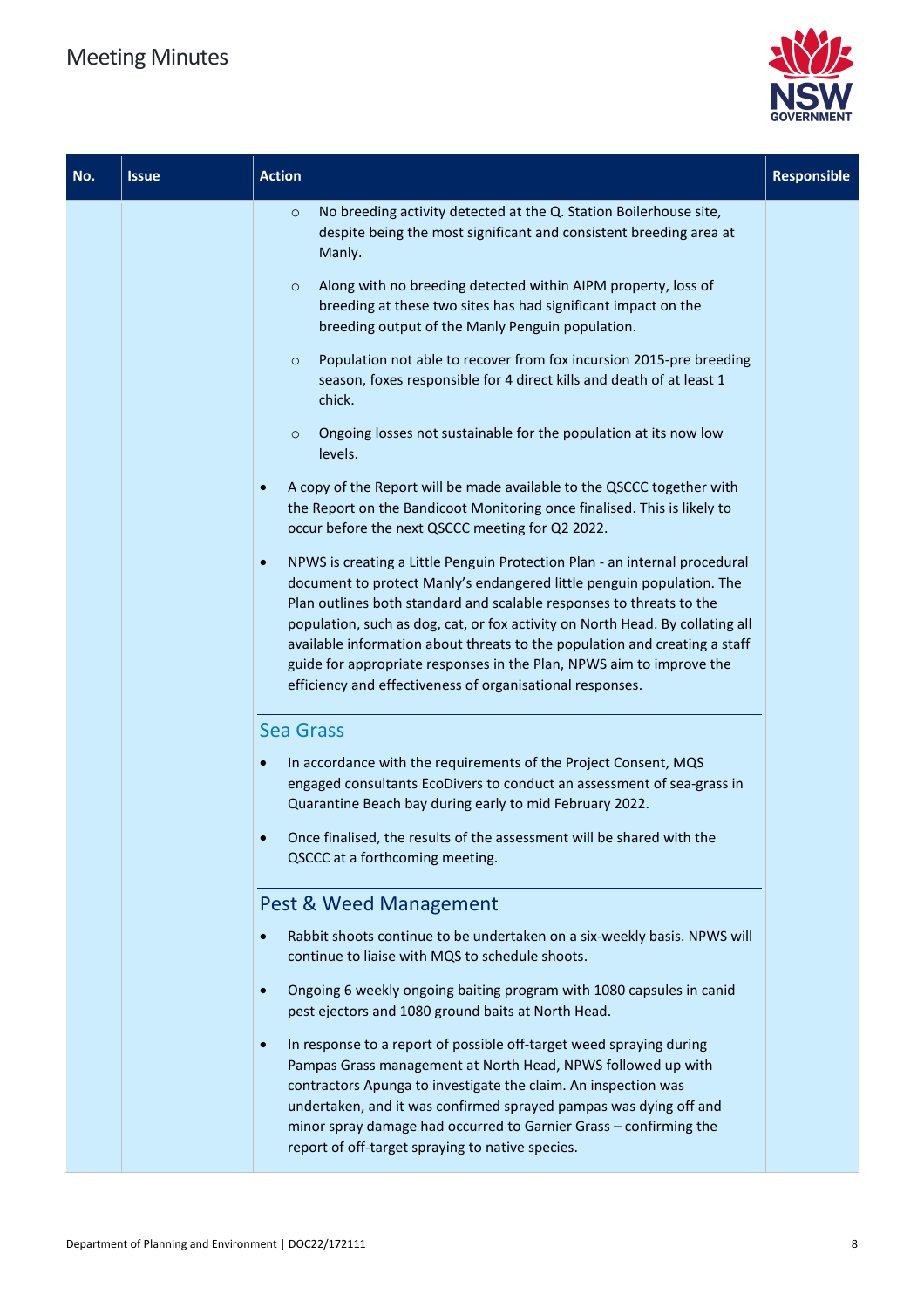| No. | Issue | Action | Responsible |
|---|---|---|---|
| | | ◦ No breeding activity detected at the Q. Station Boilerhouse site, despite being the most significant and consistent breeding area at Manly.<br><br>◦ Along with no breeding detected within AIPM property, loss of breeding at these two sites has had significant impact on the breeding output of the Manly Penguin population.<br><br>◦ Population not able to recover from fox incursion 2015-pre breeding season, foxes responsible for 4 direct kills and death of at least 1 chick.<br><br>◦ Ongoing losses not sustainable for the population at its now low levels.<br><br>• A copy of the Report will be made available to the QSCCC together with the Report on the Bandicoot Monitoring once finalised. This is likely to occur before the next QSCCC meeting for Q2 2022.<br><br>• NPWS is creating a Little Penguin Protection Plan - an internal procedural document to protect Manly's endangered little penguin population. The Plan outlines both standard and scalable responses to threats to the population, such as dog, cat, or fox activity on North Head. By collating all available information about threats to the population and creating a staff guide for appropriate responses in the Plan, NPWS aim to improve the efficiency and effectiveness of organisational responses.<br><br>**Sea Grass**<br><br>• In accordance with the requirements of the Project Consent, MQS engaged consultants EcoDivers to conduct an assessment of sea-grass in Quarantine Beach bay during early to mid February 2022.<br><br>• Once finalised, the results of the assessment will be shared with the QSCCC at a forthcoming meeting.<br><br>**Pest & Weed Management**<br><br>• Rabbit shoots continue to be undertaken on a six-weekly basis. NPWS will continue to liaise with MQS to schedule shoots.<br><br>• Ongoing 6 weekly ongoing baiting program with 1080 capsules in canid pest ejectors and 1080 ground baits at North Head.<br><br>• In response to a report of possible off-target weed spraying during Pampas Grass management at North Head, NPWS followed up with contractors Apunga to investigate the claim. An inspection was undertaken, and it was confirmed sprayed pampas was dying off and minor spray damage had occurred to Garnier Grass – confirming the report of off-target spraying to native species. | |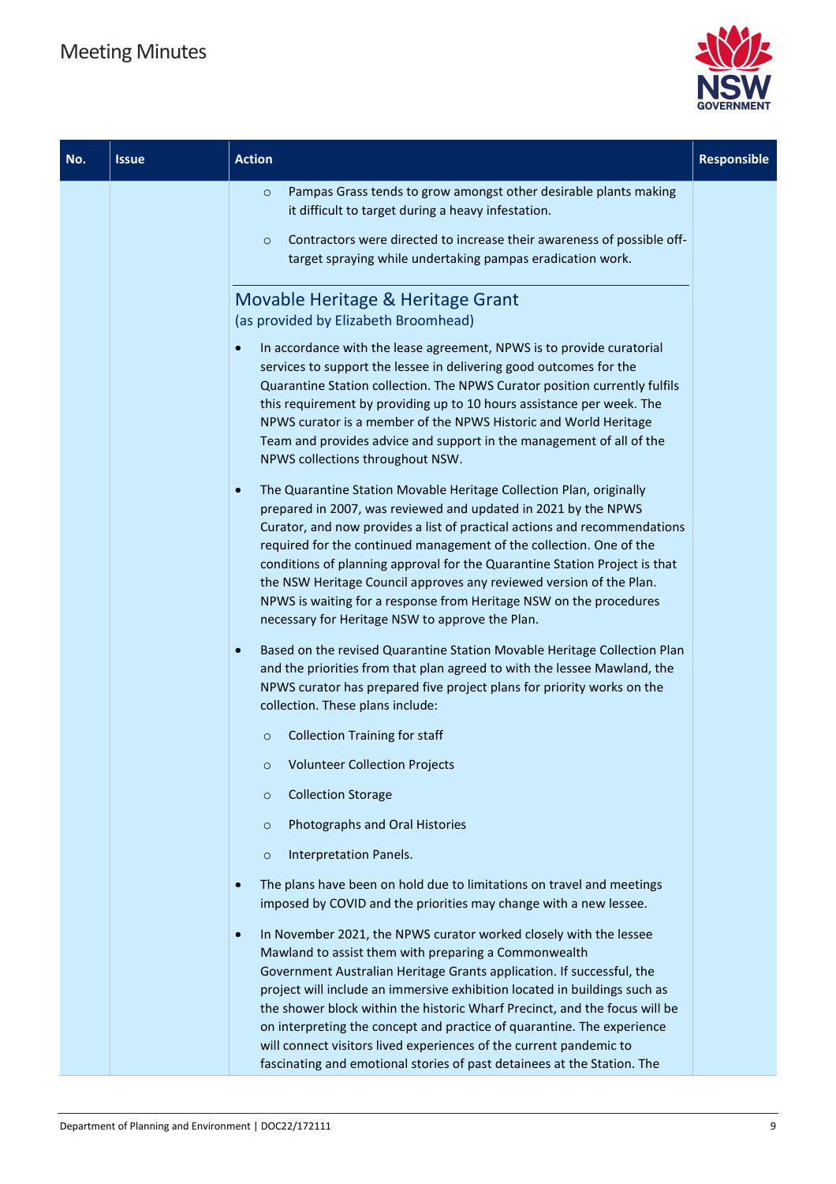| No. | Issue | Action | Responsible |
|---|---|---|---|
| | | ◦ Pampas Grass tends to grow amongst other desirable plants making it difficult to target during a heavy infestation.<br><br>◦ Contractors were directed to increase their awareness of possible off-target spraying while undertaking pampas eradication work.<br><br>**Movable Heritage & Heritage Grant**<br>(as provided by Elizabeth Broomhead)<br><br>• In accordance with the lease agreement, NPWS is to provide curatorial services to support the lessee in delivering good outcomes for the Quarantine Station collection. The NPWS Curator position currently fulfils this requirement by providing up to 10 hours assistance per week. The NPWS curator is a member of the NPWS Historic and World Heritage Team and provides advice and support in the management of all of the NPWS collections throughout NSW.<br><br>• The Quarantine Station Movable Heritage Collection Plan, originally prepared in 2007, was reviewed and updated in 2021 by the NPWS Curator, and now provides a list of practical actions and recommendations required for the continued management of the collection. One of the conditions of planning approval for the Quarantine Station Project is that the NSW Heritage Council approves any reviewed version of the Plan. NPWS is waiting for a response from Heritage NSW on the procedures necessary for Heritage NSW to approve the Plan.<br><br>• Based on the revised Quarantine Station Movable Heritage Collection Plan and the priorities from that plan agreed to with the lessee Mawland, the NPWS curator has prepared five project plans for priority works on the collection. These plans include:<br><br>◦ Collection Training for staff<br>◦ Volunteer Collection Projects<br>◦ Collection Storage<br>◦ Photographs and Oral Histories<br>◦ Interpretation Panels.<br><br>• The plans have been on hold due to limitations on travel and meetings imposed by COVID and the priorities may change with a new lessee.<br><br>• In November 2021, the NPWS curator worked closely with the lessee Mawland to assist them with preparing a Commonwealth Government Australian Heritage Grants application. If successful, the project will include an immersive exhibition located in buildings such as the shower block within the historic Wharf Precinct, and the focus will be on interpreting the concept and practice of quarantine. The experience will connect visitors lived experiences of the current pandemic to fascinating and emotional stories of past detainees at the Station. The | |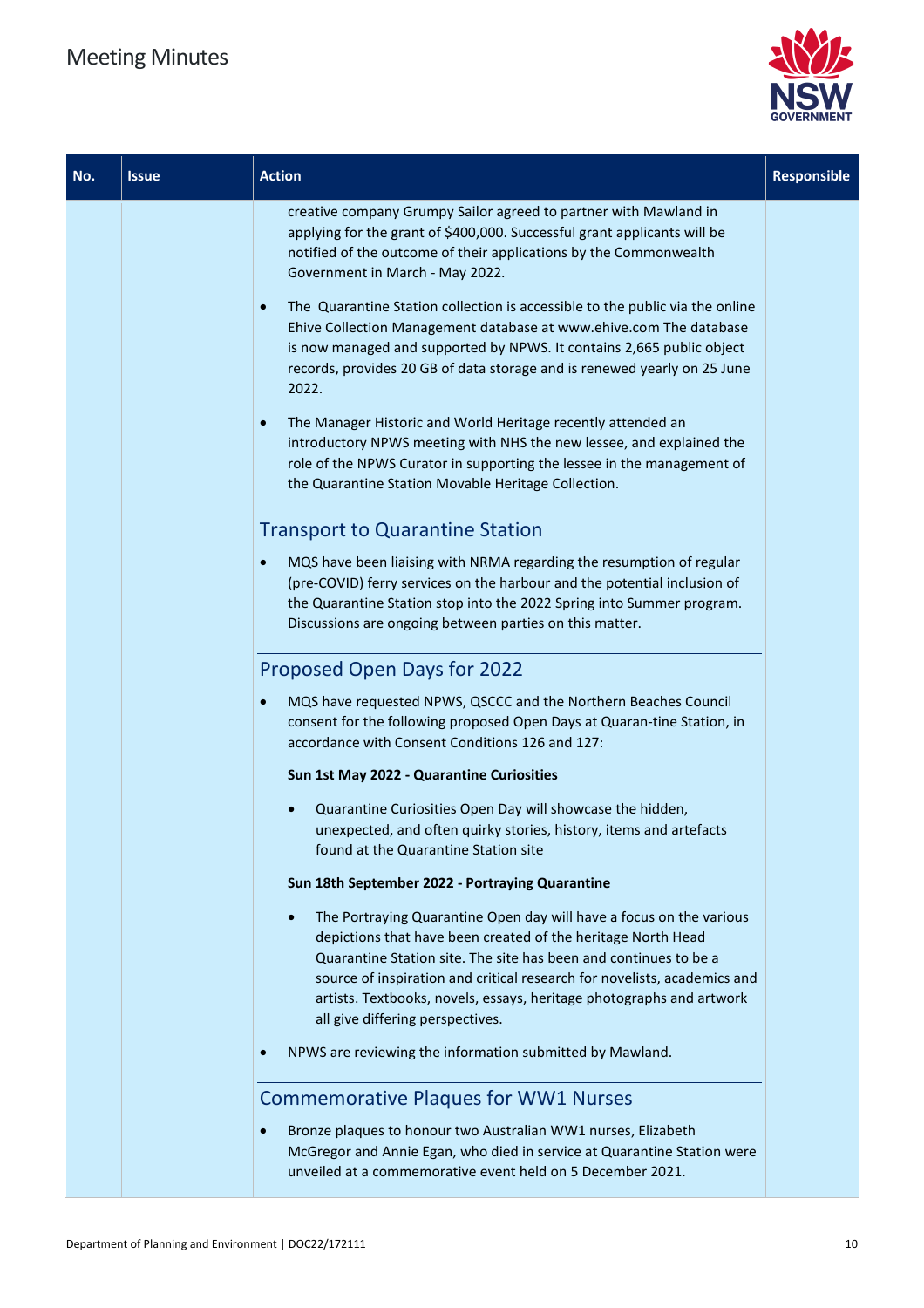| No. | Issue | Action | Responsible |
|---|---|---|---|
| | | creative company Grumpy Sailor agreed to partner with Mawland in applying for the grant of $400,000. Successful grant applicants will be notified of the outcome of their applications by the Commonwealth Government in March - May 2022.<br><br>• The Quarantine Station collection is accessible to the public via the online Ehive Collection Management database at www.ehive.com The database is now managed and supported by NPWS. It contains 2,665 public object records, provides 20 GB of data storage and is renewed yearly on 25 June 2022.<br><br>• The Manager Historic and World Heritage recently attended an introductory NPWS meeting with NHS the new lessee, and explained the role of the NPWS Curator in supporting the lessee in the management of the Quarantine Station Movable Heritage Collection.<br><br>**Transport to Quarantine Station**<br><br>• MQS have been liaising with NRMA regarding the resumption of regular (pre-COVID) ferry services on the harbour and the potential inclusion of the Quarantine Station stop into the 2022 Spring into Summer program. Discussions are ongoing between parties on this matter.<br><br>**Proposed Open Days for 2022**<br><br>• MQS have requested NPWS, QSCCC and the Northern Beaches Council consent for the following proposed Open Days at Quaran-tine Station, in accordance with Consent Conditions 126 and 127:<br><br>**Sun 1st May 2022 - Quarantine Curiosities**<br><br>• Quarantine Curiosities Open Day will showcase the hidden, unexpected, and often quirky stories, history, items and artefacts found at the Quarantine Station site<br><br>**Sun 18th September 2022 - Portraying Quarantine**<br><br>• The Portraying Quarantine Open day will have a focus on the various depictions that have been created of the heritage North Head Quarantine Station site. The site has been and continues to be a source of inspiration and critical research for novelists, academics and artists. Textbooks, novels, essays, heritage photographs and artwork all give differing perspectives.<br><br>• NPWS are reviewing the information submitted by Mawland.<br><br>**Commemorative Plaques for WW1 Nurses**<br><br>• Bronze plaques to honour two Australian WW1 nurses, Elizabeth McGregor and Annie Egan, who died in service at Quarantine Station were unveiled at a commemorative event held on 5 December 2021. | |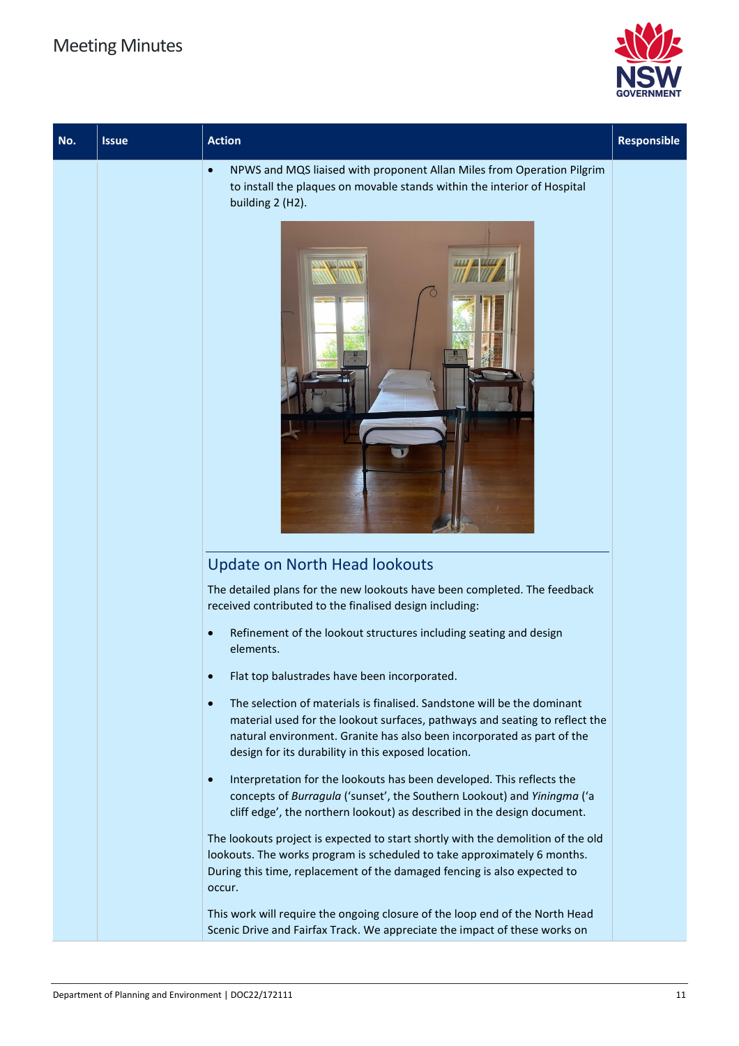| No. | Issue | Action | Responsible |
|---|---|---|---|
| | | • NPWS and MQS liaised with proponent Allan Miles from Operation Pilgrim to install the plaques on movable stands within the interior of Hospital building 2 (H2). | |
| | | **Update on North Head lookouts**<br><br>The detailed plans for the new lookouts have been completed. The feedback received contributed to the finalised design including:<br><br>• Refinement of the lookout structures including seating and design elements.<br><br>• Flat top balustrades have been incorporated.<br><br>• The selection of materials is finalised. Sandstone will be the dominant material used for the lookout surfaces, pathways and seating to reflect the natural environment. Granite has also been incorporated as part of the design for its durability in this exposed location.<br><br>• Interpretation for the lookouts has been developed. This reflects the concepts of *Burragula* ('sunset', the Southern Lookout) and *Yiningma* ('a cliff edge', the northern lookout) as described in the design document.<br><br>The lookouts project is expected to start shortly with the demolition of the old lookouts. The works program is scheduled to take approximately 6 months. During this time, replacement of the damaged fencing is also expected to occur.<br><br>This work will require the ongoing closure of the loop end of the North Head Scenic Drive and Fairfax Track. We appreciate the impact of these works on | |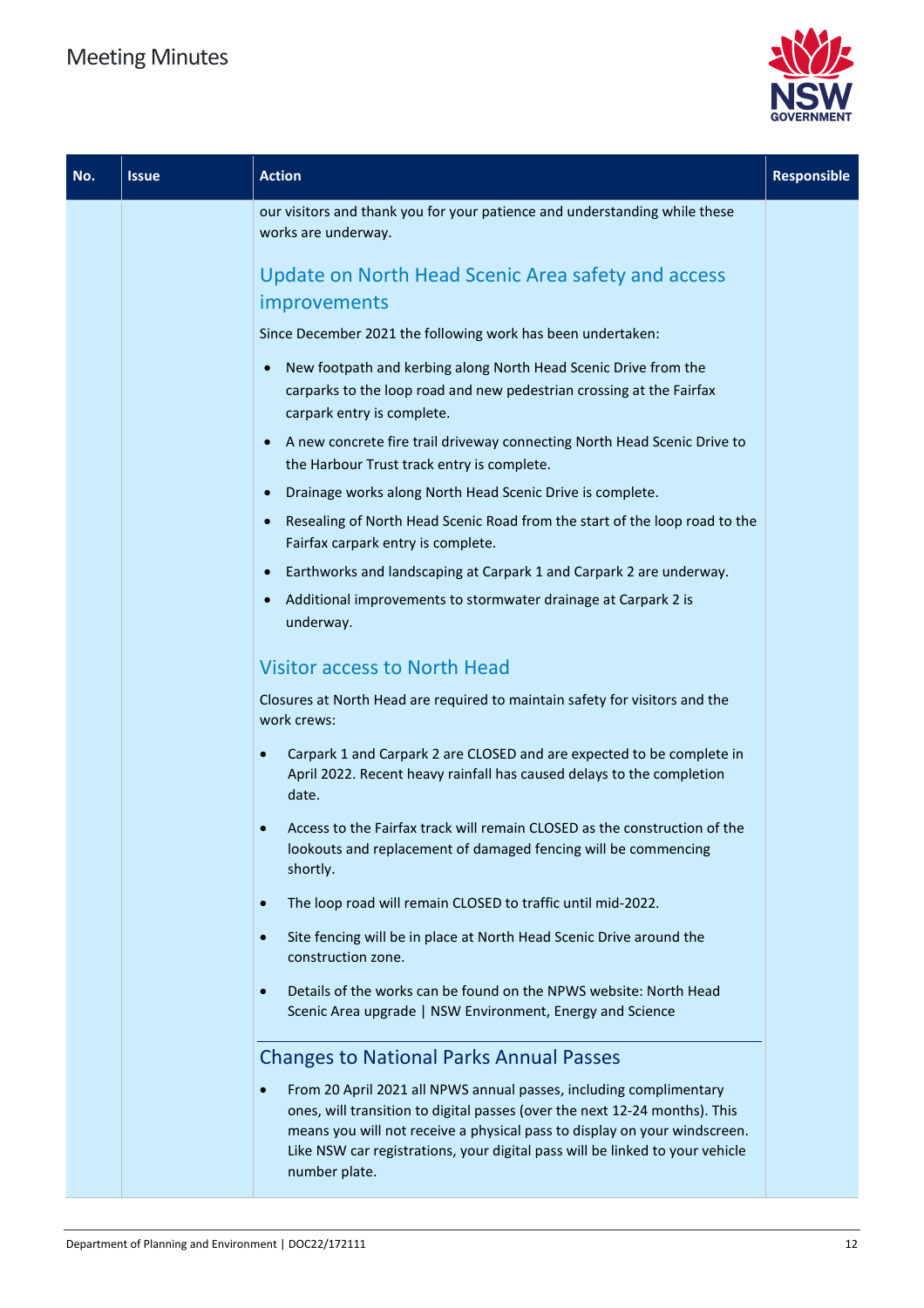| No. | Issue | Action | Responsible |
|---|---|---|---|
| | | our visitors and thank you for your patience and understanding while these works are underway.<br><br>**Update on North Head Scenic Area safety and access improvements**<br><br>Since December 2021 the following work has been undertaken:<br><br>• New footpath and kerbing along North Head Scenic Drive from the carparks to the loop road and new pedestrian crossing at the Fairfax carpark entry is complete.<br>• A new concrete fire trail driveway connecting North Head Scenic Drive to the Harbour Trust track entry is complete.<br>• Drainage works along North Head Scenic Drive is complete.<br>• Resealing of North Head Scenic Road from the start of the loop road to the Fairfax carpark entry is complete.<br>• Earthworks and landscaping at Carpark 1 and Carpark 2 are underway.<br>• Additional improvements to stormwater drainage at Carpark 2 is underway.<br><br>**Visitor access to North Head**<br><br>Closures at North Head are required to maintain safety for visitors and the work crews:<br><br>• Carpark 1 and Carpark 2 are CLOSED and are expected to be complete in April 2022. Recent heavy rainfall has caused delays to the completion date.<br>• Access to the Fairfax track will remain CLOSED as the construction of the lookouts and replacement of damaged fencing will be commencing shortly.<br>• The loop road will remain CLOSED to traffic until mid-2022.<br>• Site fencing will be in place at North Head Scenic Drive around the construction zone.<br>• Details of the works can be found on the NPWS website: North Head Scenic Area upgrade \| NSW Environment, Energy and Science<br><br>**Changes to National Parks Annual Passes**<br><br>• From 20 April 2021 all NPWS annual passes, including complimentary ones, will transition to digital passes (over the next 12-24 months). This means you will not receive a physical pass to display on your windscreen. Like NSW car registrations, your digital pass will be linked to your vehicle number plate. | |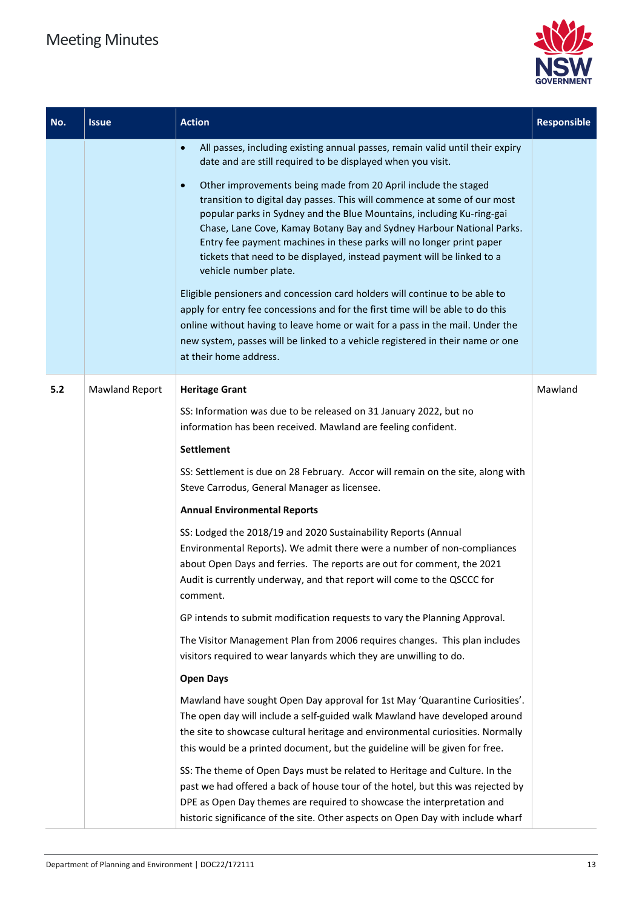# Meeting Minutes

| No. | Issue | Action | Responsible |
|---|---|---|---|
| | | • All passes, including existing annual passes, remain valid until their expiry date and are still required to be displayed when you visit.<br>• Other improvements being made from 20 April include the staged transition to digital day passes. This will commence at some of our most popular parks in Sydney and the Blue Mountains, including Ku-ring-gai Chase, Lane Cove, Kamay Botany Bay and Sydney Harbour National Parks. Entry fee payment machines in these parks will no longer print paper tickets that need to be displayed, instead payment will be linked to a vehicle number plate.<br><br>Eligible pensioners and concession card holders will continue to be able to apply for entry fee concessions and for the first time will be able to do this online without having to leave home or wait for a pass in the mail. Under the new system, passes will be linked to a vehicle registered in their name or one at their home address. | |
| 5.2 | Mawland Report | **Heritage Grant**<br><br>SS: Information was due to be released on 31 January 2022, but no information has been received. Mawland are feeling confident.<br><br>**Settlement**<br><br>SS: Settlement is due on 28 February. Accor will remain on the site, along with Steve Carrodus, General Manager as licensee.<br><br>**Annual Environmental Reports**<br><br>SS: Lodged the 2018/19 and 2020 Sustainability Reports (Annual Environmental Reports). We admit there were a number of non-compliances about Open Days and ferries. The reports are out for comment, the 2021 Audit is currently underway, and that report will come to the QSCCC for comment.<br><br>GP intends to submit modification requests to vary the Planning Approval.<br><br>The Visitor Management Plan from 2006 requires changes. This plan includes visitors required to wear lanyards which they are unwilling to do.<br><br>**Open Days**<br><br>Mawland have sought Open Day approval for 1st May 'Quarantine Curiosities'. The open day will include a self-guided walk Mawland have developed around the site to showcase cultural heritage and environmental curiosities. Normally this would be a printed document, but the guideline will be given for free.<br><br>SS: The theme of Open Days must be related to Heritage and Culture. In the past we had offered a back of house tour of the hotel, but this was rejected by DPE as Open Day themes are required to showcase the interpretation and historic significance of the site. Other aspects on Open Day with include wharf | Mawland |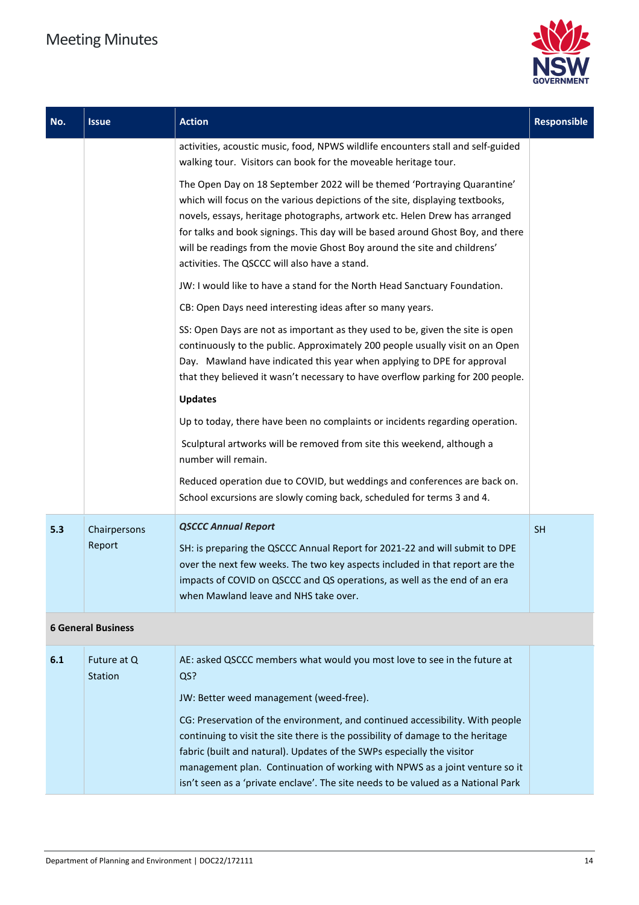| No. | Issue | Action | Responsible |
|---|---|---|---|
| | | activities, acoustic music, food, NPWS wildlife encounters stall and self-guided walking tour. Visitors can book for the moveable heritage tour.<br><br>The Open Day on 18 September 2022 will be themed 'Portraying Quarantine' which will focus on the various depictions of the site, displaying textbooks, novels, essays, heritage photographs, artwork etc. Helen Drew has arranged for talks and book signings. This day will be based around Ghost Boy, and there will be readings from the movie Ghost Boy around the site and childrens' activities. The QSCCC will also have a stand.<br><br>JW: I would like to have a stand for the North Head Sanctuary Foundation.<br><br>CB: Open Days need interesting ideas after so many years.<br><br>SS: Open Days are not as important as they used to be, given the site is open continuously to the public. Approximately 200 people usually visit on an Open Day. Mawland have indicated this year when applying to DPE for approval that they believed it wasn't necessary to have overflow parking for 200 people.<br><br>**Updates**<br><br>Up to today, there have been no complaints or incidents regarding operation.<br><br>Sculptural artworks will be removed from site this weekend, although a number will remain.<br><br>Reduced operation due to COVID, but weddings and conferences are back on. School excursions are slowly coming back, scheduled for terms 3 and 4. | |
| **5.3** | Chairpersons Report | ***QSCCC Annual Report***<br><br>SH: is preparing the QSCCC Annual Report for 2021-22 and will submit to DPE over the next few weeks. The two key aspects included in that report are the impacts of COVID on QSCCC and QS operations, as well as the end of an era when Mawland leave and NHS take over. | SH |
| **6 General Business** | | | |
| **6.1** | Future at Q Station | AE: asked QSCCC members what would you most love to see in the future at QS?<br><br>JW: Better weed management (weed-free).<br><br>CG: Preservation of the environment, and continued accessibility. With people continuing to visit the site there is the possibility of damage to the heritage fabric (built and natural). Updates of the SWPs especially the visitor management plan. Continuation of working with NPWS as a joint venture so it isn't seen as a 'private enclave'. The site needs to be valued as a National Park | |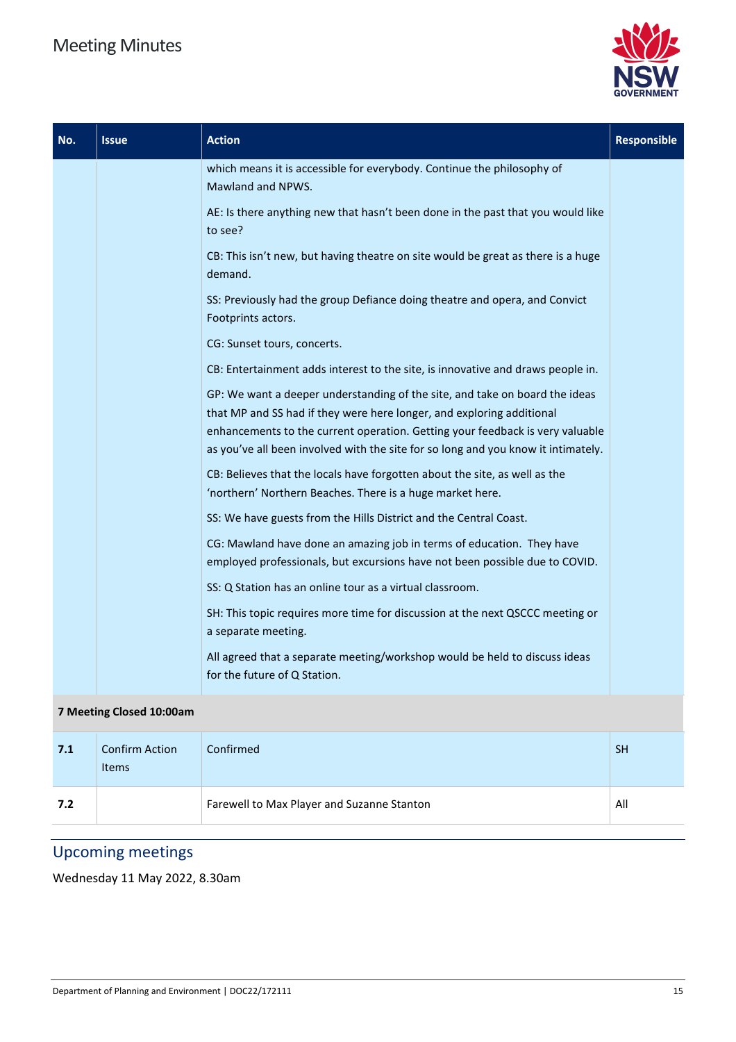| No. | Issue | Action | Responsible |
|---|---|---|---|
| | | which means it is accessible for everybody. Continue the philosophy of Mawland and NPWS.<br><br>AE: Is there anything new that hasn't been done in the past that you would like to see?<br><br>CB: This isn't new, but having theatre on site would be great as there is a huge demand.<br><br>SS: Previously had the group Defiance doing theatre and opera, and Convict Footprints actors.<br><br>CG: Sunset tours, concerts.<br><br>CB: Entertainment adds interest to the site, is innovative and draws people in.<br><br>GP: We want a deeper understanding of the site, and take on board the ideas that MP and SS had if they were here longer, and exploring additional enhancements to the current operation. Getting your feedback is very valuable as you've all been involved with the site for so long and you know it intimately.<br><br>CB: Believes that the locals have forgotten about the site, as well as the 'northern' Northern Beaches. There is a huge market here.<br><br>SS: We have guests from the Hills District and the Central Coast.<br><br>CG: Mawland have done an amazing job in terms of education. They have employed professionals, but excursions have not been possible due to COVID.<br><br>SS: Q Station has an online tour as a virtual classroom.<br><br>SH: This topic requires more time for discussion at the next QSCCC meeting or a separate meeting.<br><br>All agreed that a separate meeting/workshop would be held to discuss ideas for the future of Q Station. | |
| **7 Meeting Closed 10:00am** | | | |
| **7.1** | Confirm Action Items | Confirmed | SH |
| **7.2** | | Farewell to Max Player and Suzanne Stanton | All |

## Upcoming meetings

Wednesday 11 May 2022, 8.30am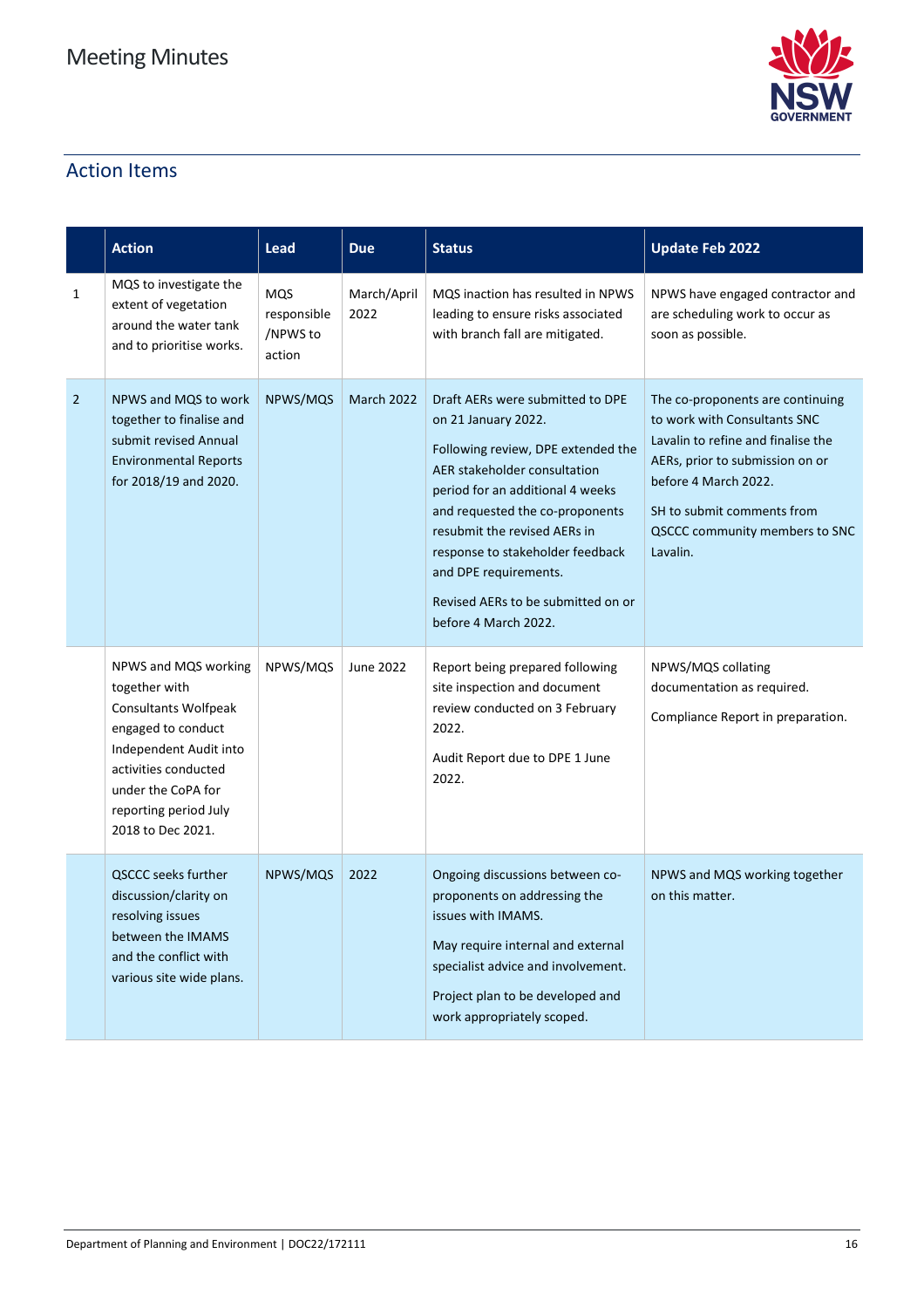# Meeting Minutes

## Action Items

| | Action | Lead | Due | Status | Update Feb 2022 |
|---|---|---|---|---|---|
| 1 | MQS to investigate the extent of vegetation around the water tank and to prioritise works. | MQS responsible /NPWS to action | March/April 2022 | MQS inaction has resulted in NPWS leading to ensure risks associated with branch fall are mitigated. | NPWS have engaged contractor and are scheduling work to occur as soon as possible. |
| 2 | NPWS and MQS to work together to finalise and submit revised Annual Environmental Reports for 2018/19 and 2020. | NPWS/MQS | March 2022 | Draft AERs were submitted to DPE on 21 January 2022.<br><br>Following review, DPE extended the AER stakeholder consultation period for an additional 4 weeks and requested the co-proponents resubmit the revised AERs in response to stakeholder feedback and DPE requirements.<br><br>Revised AERs to be submitted on or before 4 March 2022. | The co-proponents are continuing to work with Consultants SNC Lavalin to refine and finalise the AERs, prior to submission on or before 4 March 2022.<br><br>SH to submit comments from QSCCC community members to SNC Lavalin. |
| | NPWS and MQS working together with Consultants Wolfpeak engaged to conduct Independent Audit into activities conducted under the CoPA for reporting period July 2018 to Dec 2021. | NPWS/MQS | June 2022 | Report being prepared following site inspection and document review conducted on 3 February 2022.<br><br>Audit Report due to DPE 1 June 2022. | NPWS/MQS collating documentation as required.<br><br>Compliance Report in preparation. |
| | QSCCC seeks further discussion/clarity on resolving issues between the IMAMS and the conflict with various site wide plans. | NPWS/MQS | 2022 | Ongoing discussions between co-proponents on addressing the issues with IMAMS.<br><br>May require internal and external specialist advice and involvement.<br><br>Project plan to be developed and work appropriately scoped. | NPWS and MQS working together on this matter. |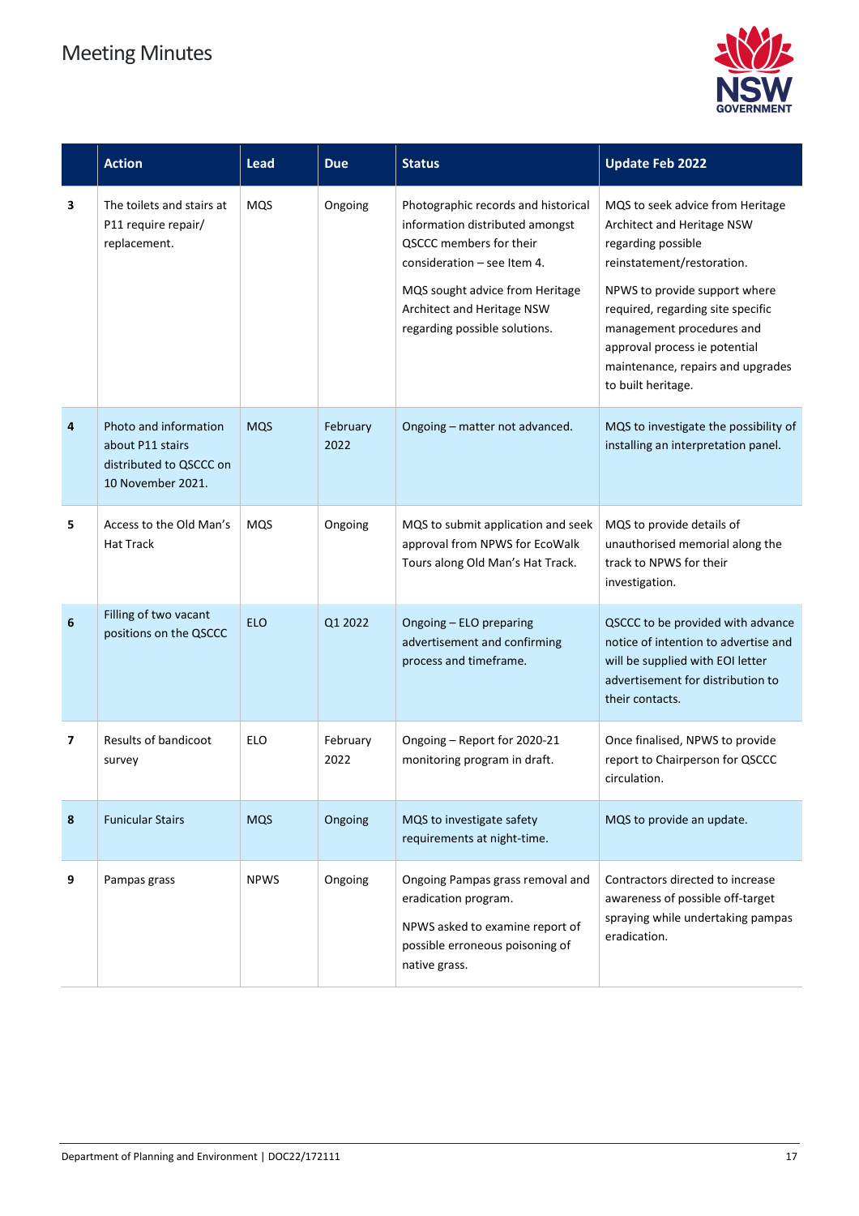# Meeting Minutes

| | Action | Lead | Due | Status | Update Feb 2022 |
|---|---|---|---|---|---|
| 3 | The toilets and stairs at P11 require repair/ replacement. | MQS | Ongoing | Photographic records and historical information distributed amongst QSCCC members for their consideration – see Item 4. MQS sought advice from Heritage Architect and Heritage NSW regarding possible solutions. | MQS to seek advice from Heritage Architect and Heritage NSW regarding possible reinstatement/restoration. NPWS to provide support where required, regarding site specific management procedures and approval process ie potential maintenance, repairs and upgrades to built heritage. |
| 4 | Photo and information about P11 stairs distributed to QSCCC on 10 November 2021. | MQS | February 2022 | Ongoing – matter not advanced. | MQS to investigate the possibility of installing an interpretation panel. |
| 5 | Access to the Old Man's Hat Track | MQS | Ongoing | MQS to submit application and seek approval from NPWS for EcoWalk Tours along Old Man's Hat Track. | MQS to provide details of unauthorised memorial along the track to NPWS for their investigation. |
| 6 | Filling of two vacant positions on the QSCCC | ELO | Q1 2022 | Ongoing – ELO preparing advertisement and confirming process and timeframe. | QSCCC to be provided with advance notice of intention to advertise and will be supplied with EOI letter advertisement for distribution to their contacts. |
| 7 | Results of bandicoot survey | ELO | February 2022 | Ongoing – Report for 2020-21 monitoring program in draft. | Once finalised, NPWS to provide report to Chairperson for QSCCC circulation. |
| 8 | Funicular Stairs | MQS | Ongoing | MQS to investigate safety requirements at night-time. | MQS to provide an update. |
| 9 | Pampas grass | NPWS | Ongoing | Ongoing Pampas grass removal and eradication program. NPWS asked to examine report of possible erroneous poisoning of native grass. | Contractors directed to increase awareness of possible off-target spraying while undertaking pampas eradication. |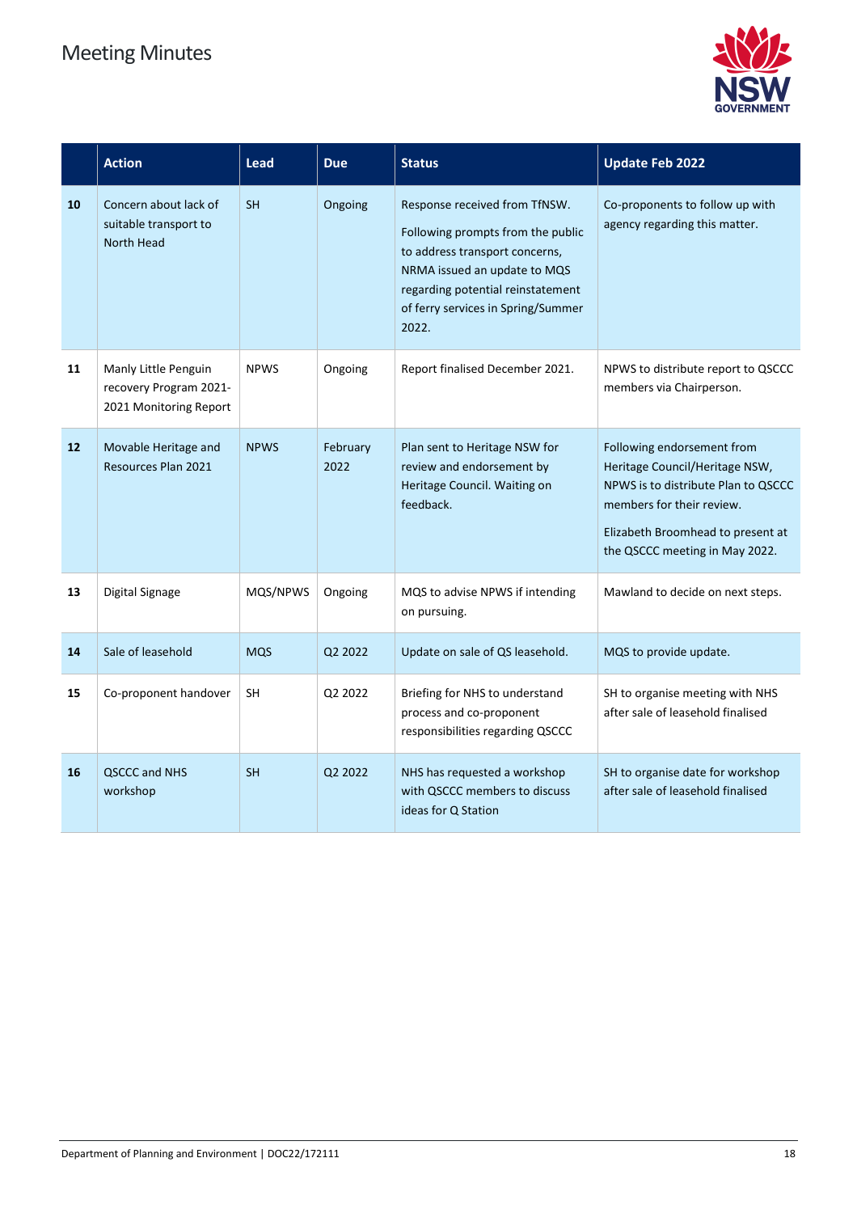| | Action | Lead | Due | Status | Update Feb 2022 |
|---|---|---|---|---|---|
| **10** | Concern about lack of suitable transport to North Head | SH | Ongoing | Response received from TfNSW.<br><br>Following prompts from the public to address transport concerns, NRMA issued an update to MQS regarding potential reinstatement of ferry services in Spring/Summer 2022. | Co-proponents to follow up with agency regarding this matter. |
| **11** | Manly Little Penguin recovery Program 2021-2021 Monitoring Report | NPWS | Ongoing | Report finalised December 2021. | NPWS to distribute report to QSCCC members via Chairperson. |
| **12** | Movable Heritage and Resources Plan 2021 | NPWS | February 2022 | Plan sent to Heritage NSW for review and endorsement by Heritage Council. Waiting on feedback. | Following endorsement from Heritage Council/Heritage NSW, NPWS is to distribute Plan to QSCCC members for their review.<br><br>Elizabeth Broomhead to present at the QSCCC meeting in May 2022. |
| **13** | Digital Signage | MQS/NPWS | Ongoing | MQS to advise NPWS if intending on pursuing. | Mawland to decide on next steps. |
| **14** | Sale of leasehold | MQS | Q2 2022 | Update on sale of QS leasehold. | MQS to provide update. |
| **15** | Co-proponent handover | SH | Q2 2022 | Briefing for NHS to understand process and co-proponent responsibilities regarding QSCCC | SH to organise meeting with NHS after sale of leasehold finalised |
| **16** | QSCCC and NHS workshop | SH | Q2 2022 | NHS has requested a workshop with QSCCC members to discuss ideas for Q Station | SH to organise date for workshop after sale of leasehold finalised |